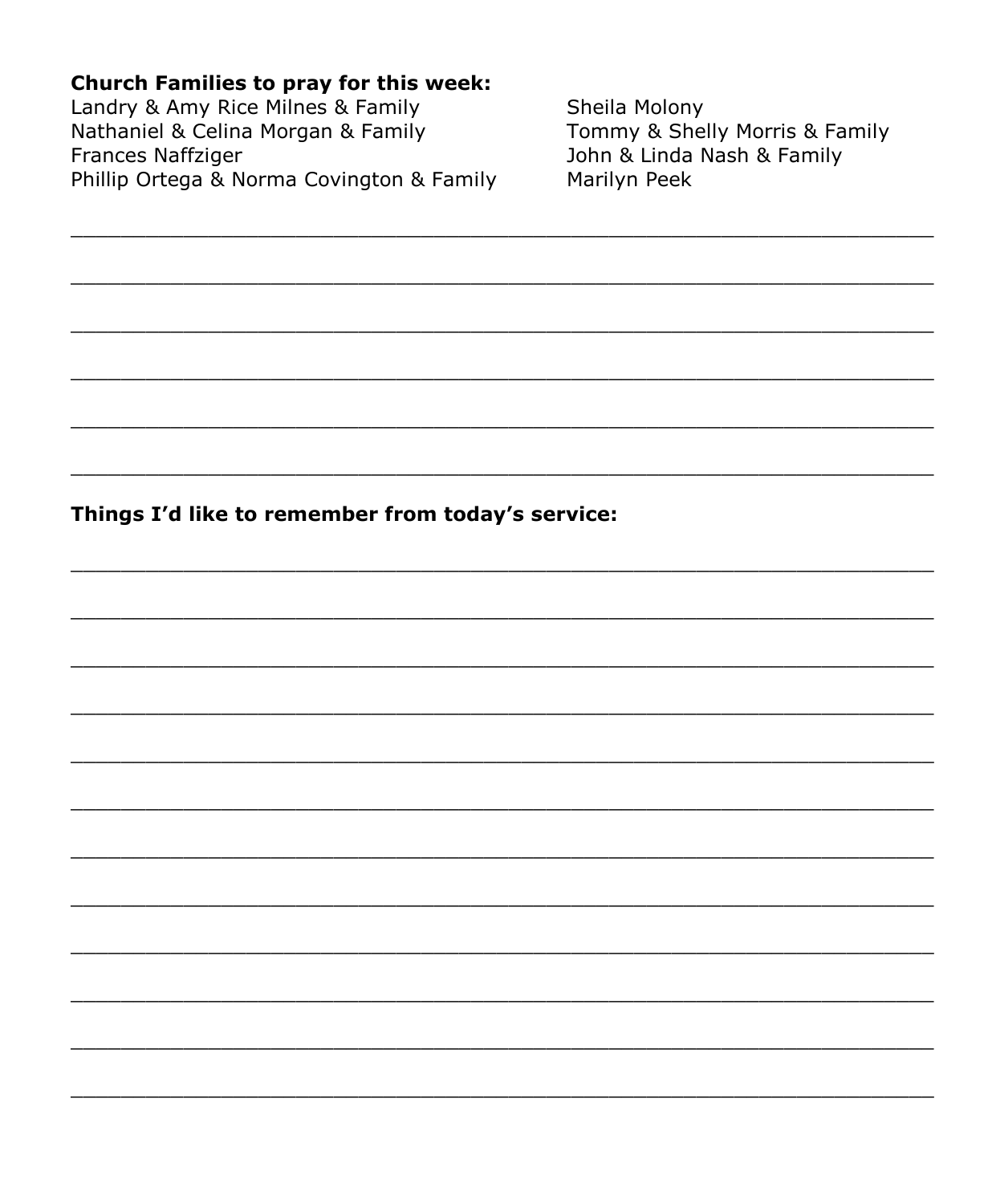**Church Families to pray for this week:**

Landry & Amy Rice Milnes & Family
Nathaniel & Celina Morgan & Family
Frances Naffziger
Phillip Ortega & Norma Covington & Family
Sheila Molony
Tommy & Shelly Morris & Family
John & Linda Nash & Family
Marilyn Peek

______________________________________________________________________

______________________________________________________________________

______________________________________________________________________

______________________________________________________________________

______________________________________________________________________

______________________________________________________________________

**Things I'd like to remember from today's service:**

______________________________________________________________________

______________________________________________________________________

______________________________________________________________________

______________________________________________________________________

______________________________________________________________________

______________________________________________________________________

______________________________________________________________________

______________________________________________________________________

______________________________________________________________________

______________________________________________________________________

______________________________________________________________________

______________________________________________________________________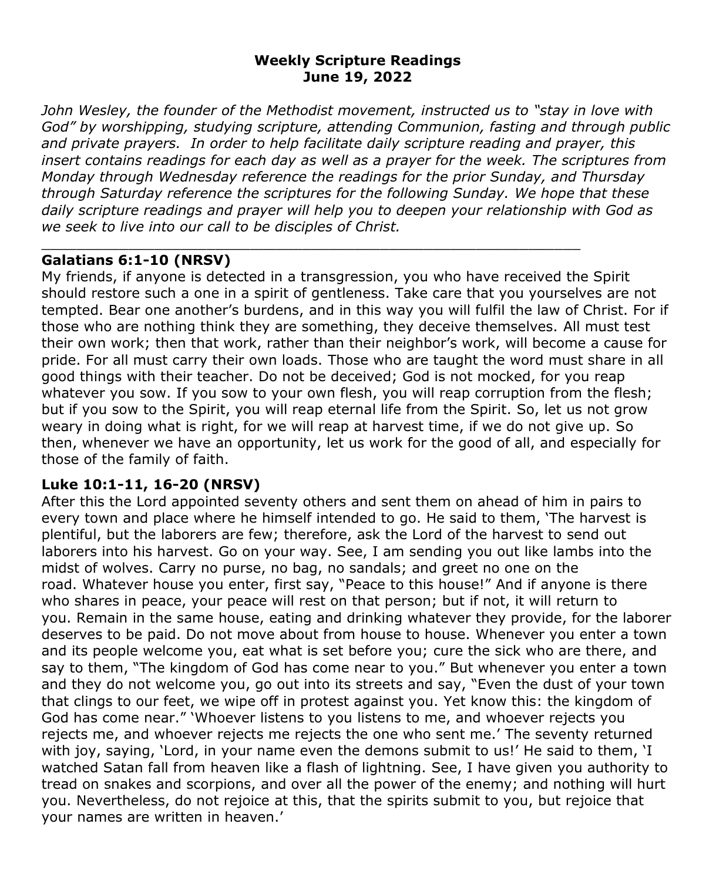**Weekly Scripture Readings**
**June 19, 2022**

*John Wesley, the founder of the Methodist movement, instructed us to "stay in love with God" by worshipping, studying scripture, attending Communion, fasting and through public and private prayers. In order to help facilitate daily scripture reading and prayer, this insert contains readings for each day as well as a prayer for the week. The scriptures from Monday through Wednesday reference the readings for the prior Sunday, and Thursday through Saturday reference the scriptures for the following Sunday. We hope that these daily scripture readings and prayer will help you to deepen your relationship with God as we seek to live into our call to be disciples of Christ.*

---

**Galatians 6:1-10 (NRSV)**

My friends, if anyone is detected in a transgression, you who have received the Spirit should restore such a one in a spirit of gentleness. Take care that you yourselves are not tempted. Bear one another's burdens, and in this way you will fulfil the law of Christ. For if those who are nothing think they are something, they deceive themselves. All must test their own work; then that work, rather than their neighbor's work, will become a cause for pride. For all must carry their own loads. Those who are taught the word must share in all good things with their teacher. Do not be deceived; God is not mocked, for you reap whatever you sow. If you sow to your own flesh, you will reap corruption from the flesh; but if you sow to the Spirit, you will reap eternal life from the Spirit. So, let us not grow weary in doing what is right, for we will reap at harvest time, if we do not give up. So then, whenever we have an opportunity, let us work for the good of all, and especially for those of the family of faith.

**Luke 10:1-11, 16-20 (NRSV)**

After this the Lord appointed seventy others and sent them on ahead of him in pairs to every town and place where he himself intended to go. He said to them, 'The harvest is plentiful, but the laborers are few; therefore, ask the Lord of the harvest to send out laborers into his harvest. Go on your way. See, I am sending you out like lambs into the midst of wolves. Carry no purse, no bag, no sandals; and greet no one on the road. Whatever house you enter, first say, "Peace to this house!" And if anyone is there who shares in peace, your peace will rest on that person; but if not, it will return to you. Remain in the same house, eating and drinking whatever they provide, for the laborer deserves to be paid. Do not move about from house to house. Whenever you enter a town and its people welcome you, eat what is set before you; cure the sick who are there, and say to them, "The kingdom of God has come near to you." But whenever you enter a town and they do not welcome you, go out into its streets and say, "Even the dust of your town that clings to our feet, we wipe off in protest against you. Yet know this: the kingdom of God has come near." 'Whoever listens to you listens to me, and whoever rejects you rejects me, and whoever rejects me rejects the one who sent me.' The seventy returned with joy, saying, 'Lord, in your name even the demons submit to us!' He said to them, 'I watched Satan fall from heaven like a flash of lightning. See, I have given you authority to tread on snakes and scorpions, and over all the power of the enemy; and nothing will hurt you. Nevertheless, do not rejoice at this, that the spirits submit to you, but rejoice that your names are written in heaven.'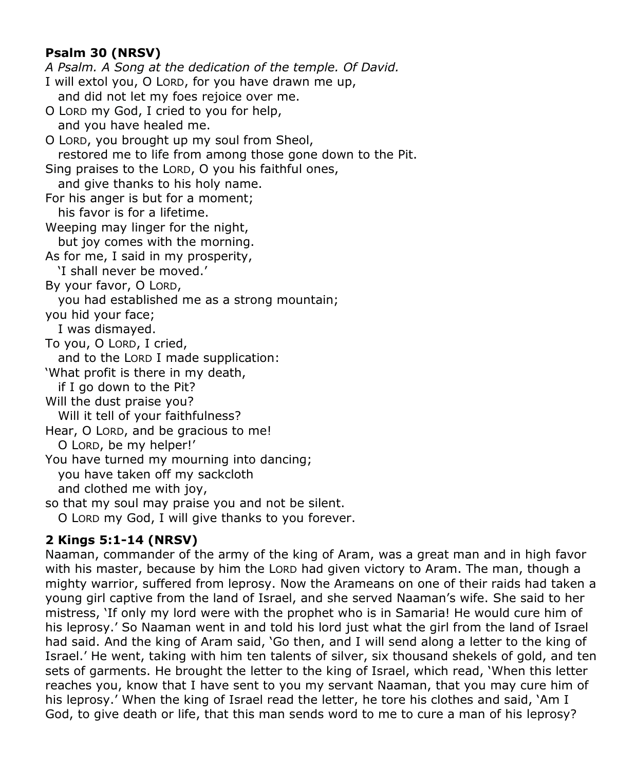**Psalm 30 (NRSV)**

*A Psalm. A Song at the dedication of the temple. Of David.*

I will extol you, O LORD, for you have drawn me up,
   and did not let my foes rejoice over me.
O LORD my God, I cried to you for help,
   and you have healed me.
O LORD, you brought up my soul from Sheol,
   restored me to life from among those gone down to the Pit.
Sing praises to the LORD, O you his faithful ones,
   and give thanks to his holy name.
For his anger is but for a moment;
   his favor is for a lifetime.
Weeping may linger for the night,
   but joy comes with the morning.
As for me, I said in my prosperity,
   'I shall never be moved.'
By your favor, O LORD,
   you had established me as a strong mountain;
you hid your face;
   I was dismayed.
To you, O LORD, I cried,
   and to the LORD I made supplication:
'What profit is there in my death,
   if I go down to the Pit?
Will the dust praise you?
   Will it tell of your faithfulness?
Hear, O LORD, and be gracious to me!
   O LORD, be my helper!'
You have turned my mourning into dancing;
   you have taken off my sackcloth
   and clothed me with joy,
so that my soul may praise you and not be silent.
   O LORD my God, I will give thanks to you forever.

**2 Kings 5:1-14 (NRSV)**

Naaman, commander of the army of the king of Aram, was a great man and in high favor with his master, because by him the LORD had given victory to Aram. The man, though a mighty warrior, suffered from leprosy. Now the Arameans on one of their raids had taken a young girl captive from the land of Israel, and she served Naaman's wife. She said to her mistress, 'If only my lord were with the prophet who is in Samaria! He would cure him of his leprosy.' So Naaman went in and told his lord just what the girl from the land of Israel had said. And the king of Aram said, 'Go then, and I will send along a letter to the king of Israel.' He went, taking with him ten talents of silver, six thousand shekels of gold, and ten sets of garments. He brought the letter to the king of Israel, which read, 'When this letter reaches you, know that I have sent to you my servant Naaman, that you may cure him of his leprosy.' When the king of Israel read the letter, he tore his clothes and said, 'Am I God, to give death or life, that this man sends word to me to cure a man of his leprosy?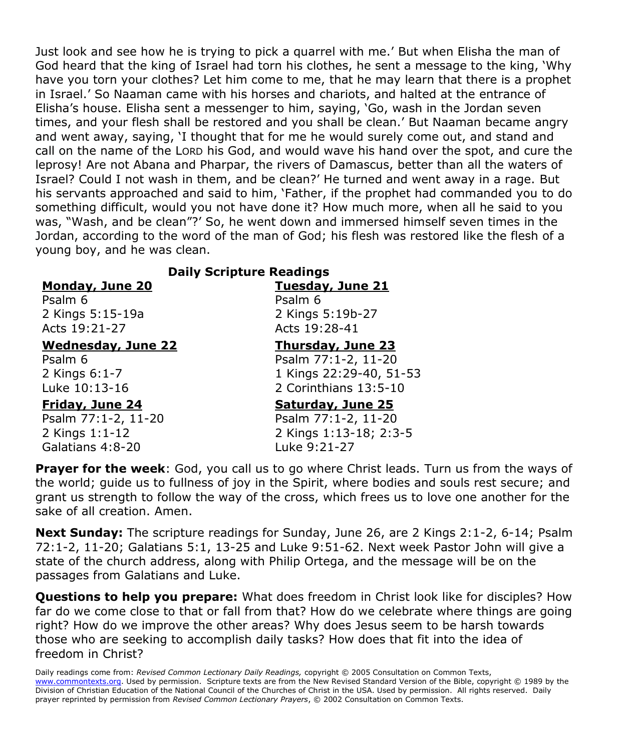Just look and see how he is trying to pick a quarrel with me.' But when Elisha the man of God heard that the king of Israel had torn his clothes, he sent a message to the king, 'Why have you torn your clothes? Let him come to me, that he may learn that there is a prophet in Israel.' So Naaman came with his horses and chariots, and halted at the entrance of Elisha's house. Elisha sent a messenger to him, saying, 'Go, wash in the Jordan seven times, and your flesh shall be restored and you shall be clean.' But Naaman became angry and went away, saying, 'I thought that for me he would surely come out, and stand and call on the name of the LORD his God, and would wave his hand over the spot, and cure the leprosy! Are not Abana and Pharpar, the rivers of Damascus, better than all the waters of Israel? Could I not wash in them, and be clean?' He turned and went away in a rage. But his servants approached and said to him, 'Father, if the prophet had commanded you to do something difficult, would you not have done it? How much more, when all he said to you was, "Wash, and be clean"?' So, he went down and immersed himself seven times in the Jordan, according to the word of the man of God; his flesh was restored like the flesh of a young boy, and he was clean.

**Daily Scripture Readings**

**Monday, June 20**
Psalm 6
2 Kings 5:15-19a
Acts 19:21-27

**Tuesday, June 21**
Psalm 6
2 Kings 5:19b-27
Acts 19:28-41

**Wednesday, June 22**
Psalm 6
2 Kings 6:1-7
Luke 10:13-16

**Thursday, June 23**
Psalm 77:1-2, 11-20
1 Kings 22:29-40, 51-53
2 Corinthians 13:5-10

**Friday, June 24**
Psalm 77:1-2, 11-20
2 Kings 1:1-12
Galatians 4:8-20

**Saturday, June 25**
Psalm 77:1-2, 11-20
2 Kings 1:13-18; 2:3-5
Luke 9:21-27

**Prayer for the week**: God, you call us to go where Christ leads. Turn us from the ways of the world; guide us to fullness of joy in the Spirit, where bodies and souls rest secure; and grant us strength to follow the way of the cross, which frees us to love one another for the sake of all creation. Amen.

**Next Sunday:** The scripture readings for Sunday, June 26, are 2 Kings 2:1-2, 6-14; Psalm 72:1-2, 11-20; Galatians 5:1, 13-25 and Luke 9:51-62. Next week Pastor John will give a state of the church address, along with Philip Ortega, and the message will be on the passages from Galatians and Luke.

**Questions to help you prepare:** What does freedom in Christ look like for disciples? How far do we come close to that or fall from that? How do we celebrate where things are going right? How do we improve the other areas? Why does Jesus seem to be harsh towards those who are seeking to accomplish daily tasks? How does that fit into the idea of freedom in Christ?

Daily readings come from: *Revised Common Lectionary Daily Readings,* copyright © 2005 Consultation on Common Texts, www.commontexts.org. Used by permission. Scripture texts are from the New Revised Standard Version of the Bible, copyright © 1989 by the Division of Christian Education of the National Council of the Churches of Christ in the USA. Used by permission. All rights reserved. Daily prayer reprinted by permission from *Revised Common Lectionary Prayers*, © 2002 Consultation on Common Texts.